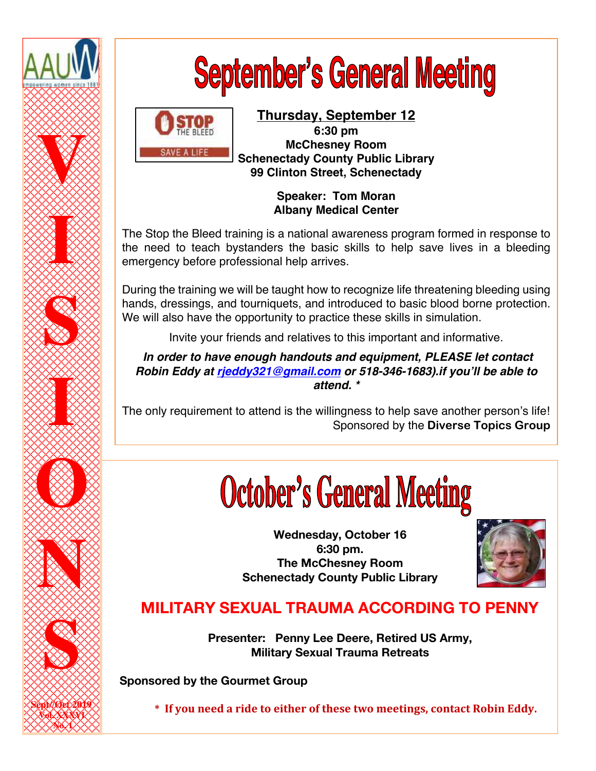AAUW
empowering women since 1881

VISIONS

Sept/Oct 2019
Vol. XXXVI
No. 1

# September's General Meeting

STOP THE BLEED
SAVE A LIFE

**Thursday, September 12**
**6:30 pm**
**McChesney Room**
**Schenectady County Public Library**
**99 Clinton Street, Schenectady**

**Speaker: Tom Moran**
**Albany Medical Center**

The Stop the Bleed training is a national awareness program formed in response to the need to teach bystanders the basic skills to help save lives in a bleeding emergency before professional help arrives.

During the training we will be taught how to recognize life threatening bleeding using hands, dressings, and tourniquets, and introduced to basic blood borne protection. We will also have the opportunity to practice these skills in simulation.

Invite your friends and relatives to this important and informative.

***In order to have enough handouts and equipment, PLEASE let contact Robin Eddy at rjeddy321@gmail.com or 518-346-1683).if you'll be able to attend. \****

The only requirement to attend is the willingness to help save another person's life!
Sponsored by the **Diverse Topics Group**

# October's General Meeting

**Wednesday, October 16**
**6:30 pm.**
**The McChesney Room**
**Schenectady County Public Library**

## MILITARY SEXUAL TRAUMA ACCORDING TO PENNY

**Presenter: Penny Lee Deere, Retired US Army,**
**Military Sexual Trauma Retreats**

**Sponsored by the Gourmet Group**

**\* If you need a ride to either of these two meetings, contact Robin Eddy.**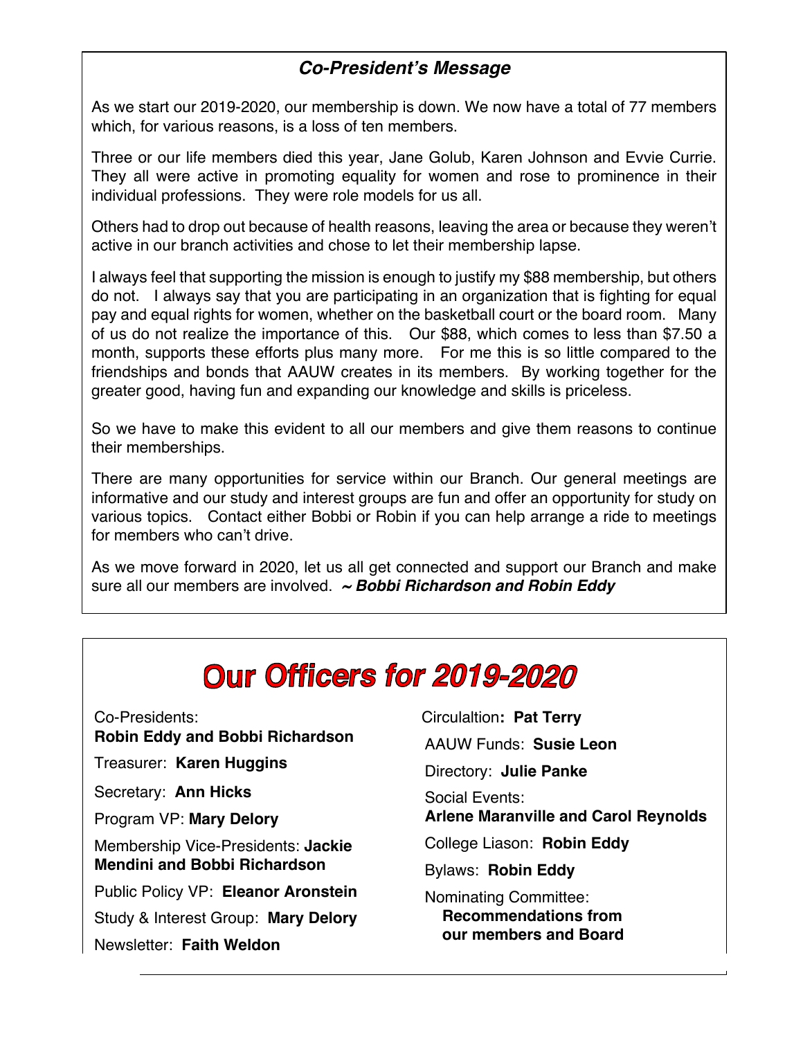### *Co-President's Message*

As we start our 2019-2020, our membership is down. We now have a total of 77 members which, for various reasons, is a loss of ten members.

Three or our life members died this year, Jane Golub, Karen Johnson and Evvie Currie. They all were active in promoting equality for women and rose to prominence in their individual professions. They were role models for us all.

Others had to drop out because of health reasons, leaving the area or because they weren't active in our branch activities and chose to let their membership lapse.

I always feel that supporting the mission is enough to justify my $88 membership, but others do not. I always say that you are participating in an organization that is fighting for equal pay and equal rights for women, whether on the basketball court or the board room. Many of us do not realize the importance of this. Our $88, which comes to less than $7.50 a month, supports these efforts plus many more. For me this is so little compared to the friendships and bonds that AAUW creates in its members. By working together for the greater good, having fun and expanding our knowledge and skills is priceless.

So we have to make this evident to all our members and give them reasons to continue their memberships.

There are many opportunities for service within our Branch. Our general meetings are informative and our study and interest groups are fun and offer an opportunity for study on various topics. Contact either Bobbi or Robin if you can help arrange a ride to meetings for members who can't drive.

As we move forward in 2020, let us all get connected and support our Branch and make sure all our members are involved. ***~ Bobbi Richardson and Robin Eddy***

# Our Officers for 2019-2020

Co-Presidents: **Robin Eddy and Bobbi Richardson**

Treasurer: **Karen Huggins**

Secretary: **Ann Hicks**

Program VP: **Mary Delory**

Membership Vice-Presidents: **Jackie Mendini and Bobbi Richardson**

Public Policy VP: **Eleanor Aronstein**

Study & Interest Group: **Mary Delory**

Newsletter: **Faith Weldon**

Circulaltion**: Pat Terry**

AAUW Funds: **Susie Leon**

Directory: **Julie Panke**

Social Events: **Arlene Maranville and Carol Reynolds**

College Liason: **Robin Eddy**

Bylaws: **Robin Eddy**

Nominating Committee: **Recommendations from our members and Board**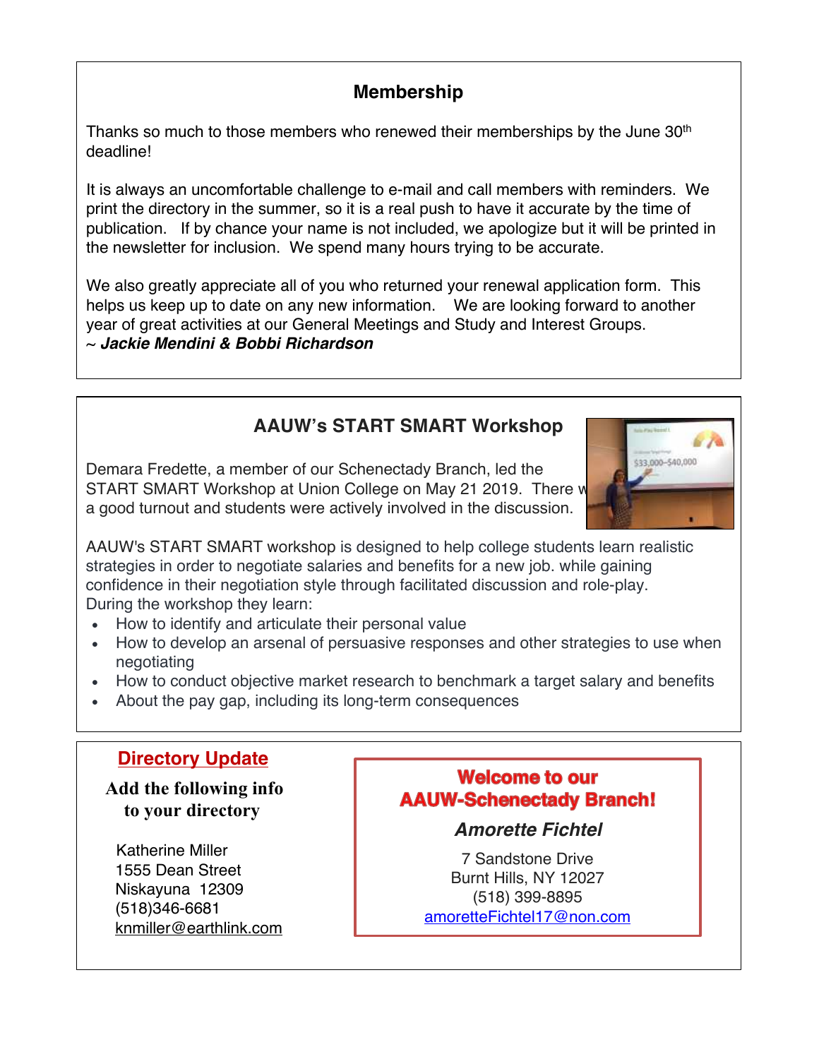## Membership

Thanks so much to those members who renewed their memberships by the June 30th deadline!

It is always an uncomfortable challenge to e-mail and call members with reminders. We print the directory in the summer, so it is a real push to have it accurate by the time of publication. If by chance your name is not included, we apologize but it will be printed in the newsletter for inclusion. We spend many hours trying to be accurate.

We also greatly appreciate all of you who returned your renewal application form. This helps us keep up to date on any new information. We are looking forward to another year of great activities at our General Meetings and Study and Interest Groups.
~ ***Jackie Mendini & Bobbi Richardson***

## AAUW's START SMART Workshop

Demara Fredette, a member of our Schenectady Branch, led the START SMART Workshop at Union College on May 21 2019. There was a good turnout and students were actively involved in the discussion.

AAUW's START SMART workshop is designed to help college students learn realistic strategies in order to negotiate salaries and benefits for a new job. while gaining confidence in their negotiation style through facilitated discussion and role-play. During the workshop they learn:

- How to identify and articulate their personal value
- How to develop an arsenal of persuasive responses and other strategies to use when negotiating
- How to conduct objective market research to benchmark a target salary and benefits
- About the pay gap, including its long-term consequences

## Directory Update

**Add the following info to your directory**

Katherine Miller
1555 Dean Street
Niskayuna 12309
(518)346-6681
knmiller@earthlink.com

**Welcome to our AAUW-Schenectady Branch!**

***Amorette Fichtel***

7 Sandstone Drive
Burnt Hills, NY 12027
(518) 399-8895
amoretteFichtel17@non.com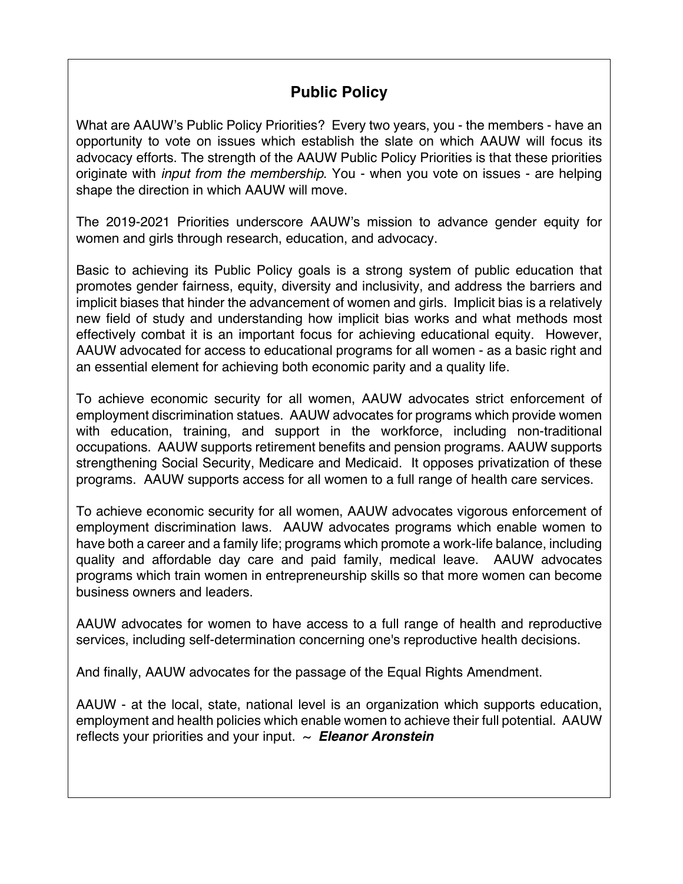## Public Policy

What are AAUW's Public Policy Priorities? Every two years, you - the members - have an opportunity to vote on issues which establish the slate on which AAUW will focus its advocacy efforts. The strength of the AAUW Public Policy Priorities is that these priorities originate with *input from the membership*. You - when you vote on issues - are helping shape the direction in which AAUW will move.

The 2019-2021 Priorities underscore AAUW's mission to advance gender equity for women and girls through research, education, and advocacy.

Basic to achieving its Public Policy goals is a strong system of public education that promotes gender fairness, equity, diversity and inclusivity, and address the barriers and implicit biases that hinder the advancement of women and girls. Implicit bias is a relatively new field of study and understanding how implicit bias works and what methods most effectively combat it is an important focus for achieving educational equity. However, AAUW advocated for access to educational programs for all women - as a basic right and an essential element for achieving both economic parity and a quality life.

To achieve economic security for all women, AAUW advocates strict enforcement of employment discrimination statues. AAUW advocates for programs which provide women with education, training, and support in the workforce, including non-traditional occupations. AAUW supports retirement benefits and pension programs. AAUW supports strengthening Social Security, Medicare and Medicaid. It opposes privatization of these programs. AAUW supports access for all women to a full range of health care services.

To achieve economic security for all women, AAUW advocates vigorous enforcement of employment discrimination laws. AAUW advocates programs which enable women to have both a career and a family life; programs which promote a work-life balance, including quality and affordable day care and paid family, medical leave. AAUW advocates programs which train women in entrepreneurship skills so that more women can become business owners and leaders.

AAUW advocates for women to have access to a full range of health and reproductive services, including self-determination concerning one's reproductive health decisions.

And finally, AAUW advocates for the passage of the Equal Rights Amendment.

AAUW - at the local, state, national level is an organization which supports education, employment and health policies which enable women to achieve their full potential. AAUW reflects your priorities and your input. ~ ***Eleanor Aronstein***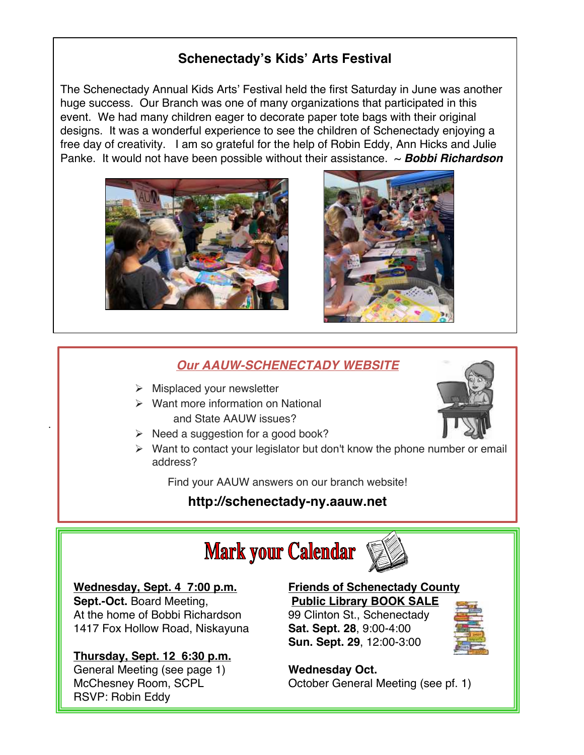## Schenectady's Kids' Arts Festival

The Schenectady Annual Kids Arts' Festival held the first Saturday in June was another huge success. Our Branch was one of many organizations that participated in this event. We had many children eager to decorate paper tote bags with their original designs. It was a wonderful experience to see the children of Schenectady enjoying a free day of creativity. I am so grateful for the help of Robin Eddy, Ann Hicks and Julie Panke. It would not have been possible without their assistance. ~ ***Bobbi Richardson***

## *Our AAUW-SCHENECTADY WEBSITE*

- Misplaced your newsletter
- Want more information on National and State AAUW issues?
- Need a suggestion for a good book?
- Want to contact your legislator but don't know the phone number or email address?

Find your AAUW answers on our branch website!

**http://schenectady-ny.aauw.net**

## Mark your Calendar

**Wednesday, Sept. 4 7:00 p.m.**
**Sept.-Oct.** Board Meeting,
At the home of Bobbi Richardson
1417 Fox Hollow Road, Niskayuna

**Thursday, Sept. 12 6:30 p.m.**
General Meeting (see page 1)
McChesney Room, SCPL
RSVP: Robin Eddy

**Friends of Schenectady County Public Library BOOK SALE**
99 Clinton St., Schenectady
**Sat. Sept. 28**, 9:00-4:00
**Sun. Sept. 29**, 12:00-3:00

**Wednesday Oct.**
October General Meeting (see pf. 1)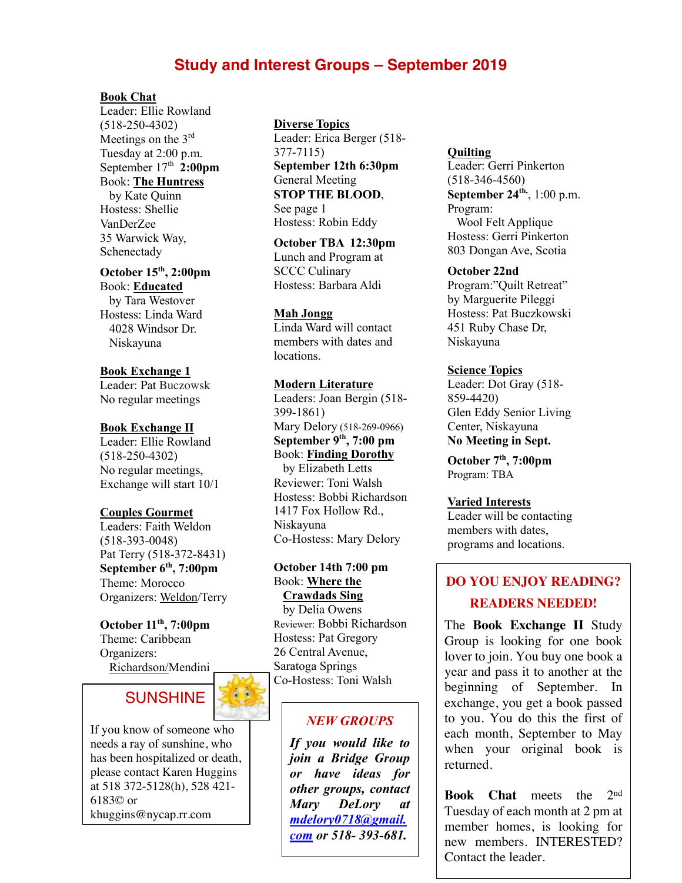# Study and Interest Groups – September 2019

**Book Chat**
Leader: Ellie Rowland (518-250-4302)
Meetings on the 3rd Tuesday at 2:00 p.m.
September 17th **2:00pm**
Book: **The Huntress** by Kate Quinn
Hostess: Shellie VanDerZee
35 Warwick Way, Schenectady

**October 15th, 2:00pm**
Book: **Educated** by Tara Westover
Hostess: Linda Ward
4028 Windsor Dr. Niskayuna

**Book Exchange 1**
Leader: Pat Buczowsk
No regular meetings

**Book Exchange II**
Leader: Ellie Rowland (518-250-4302)
No regular meetings, Exchange will start 10/1

**Couples Gourmet**
Leaders: Faith Weldon (518-393-0048)
Pat Terry (518-372-8431)
**September 6th, 7:00pm**
Theme: Morocco
Organizers: Weldon/Terry

**October 11th, 7:00pm**
Theme: Caribbean
Organizers: Richardson/Mendini

## SUNSHINE

If you know of someone who needs a ray of sunshine, who has been hospitalized or death, please contact Karen Huggins at 518 372-5128(h), 528 421-6183© or khuggins@nycap.rr.com

**Diverse Topics**
Leader: Erica Berger (518-377-7115)
**September 12th 6:30pm**
General Meeting
**STOP THE BLOOD**, See page 1
Hostess: Robin Eddy

**October TBA 12:30pm**
Lunch and Program at SCCC Culinary
Hostess: Barbara Aldi

**Mah Jongg**
Linda Ward will contact members with dates and locations.

**Modern Literature**
Leaders: Joan Bergin (518-399-1861)
Mary Delory (518-269-0966)
**September 9th, 7:00 pm**
Book: **Finding Dorothy** by Elizabeth Letts
Reviewer: Toni Walsh
Hostess: Bobbi Richardson
1417 Fox Hollow Rd., Niskayuna
Co-Hostess: Mary Delory

**October 14th 7:00 pm**
Book: **Where the Crawdads Sing** by Delia Owens
Reviewer: Bobbi Richardson
Hostess: Pat Gregory
26 Central Avenue, Saratoga Springs
Co-Hostess: Toni Walsh

## *NEW GROUPS*

***If you would like to join a Bridge Group or have ideas for other groups, contact Mary DeLory at mdelory0718@gmail.com or 518- 393-681.***

**Quilting**
Leader: Gerri Pinkerton (518-346-4560)
**September 24th**, 1:00 p.m.
Program: Wool Felt Applique
Hostess: Gerri Pinkerton
803 Dongan Ave, Scotia

**October 22nd**
Program:"Quilt Retreat" by Marguerite Pileggi
Hostess: Pat Buczkowski
451 Ruby Chase Dr, Niskayuna

**Science Topics**
Leader: Dot Gray (518-859-4420)
Glen Eddy Senior Living Center, Niskayuna
**No Meeting in Sept.**

**October 7th, 7:00pm**
Program: TBA

**Varied Interests**
Leader will be contacting members with dates, programs and locations.

## DO YOU ENJOY READING? READERS NEEDED!

The **Book Exchange II** Study Group is looking for one book lover to join. You buy one book a year and pass it to another at the beginning of September. In exchange, you get a book passed to you. You do this the first of each month, September to May when your original book is returned.

**Book Chat** meets the 2nd Tuesday of each month at 2 pm at member homes, is looking for new members. INTERESTED? Contact the leader.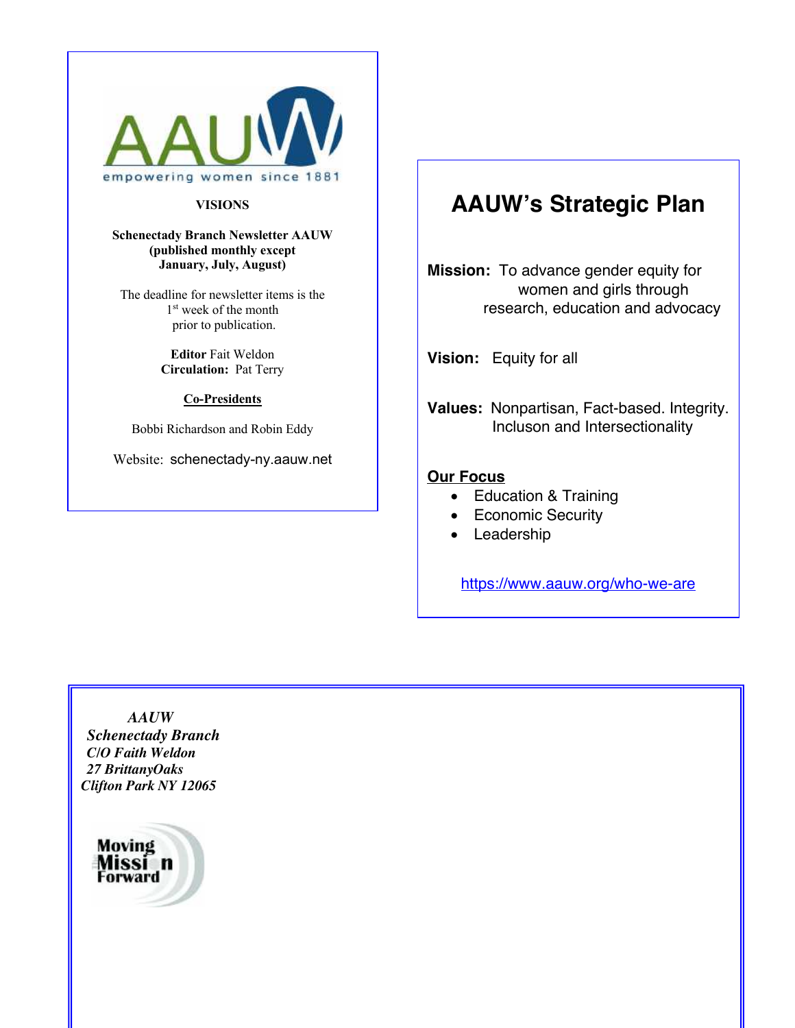AAUW

empowering women since 1881

**VISIONS**

**Schenectady Branch Newsletter AAUW**
**(published monthly except**
**January, July, August)**

The deadline for newsletter items is the 1st week of the month prior to publication.

**Editor** Fait Weldon
**Circulation:** Pat Terry

**Co-Presidents**

Bobbi Richardson and Robin Eddy

Website: schenectady-ny.aauw.net

# AAUW's Strategic Plan

**Mission:** To advance gender equity for women and girls through research, education and advocacy

**Vision:** Equity for all

**Values:** Nonpartisan, Fact-based. Integrity. Incluson and Intersectionality

**Our Focus**

- Education & Training
- Economic Security
- Leadership

https://www.aauw.org/who-we-are

***AAUW***
***Schenectady Branch***
***C/O Faith Weldon***
***27 BrittanyOaks***
***Clifton Park NY 12065***

Moving Missi n Forward